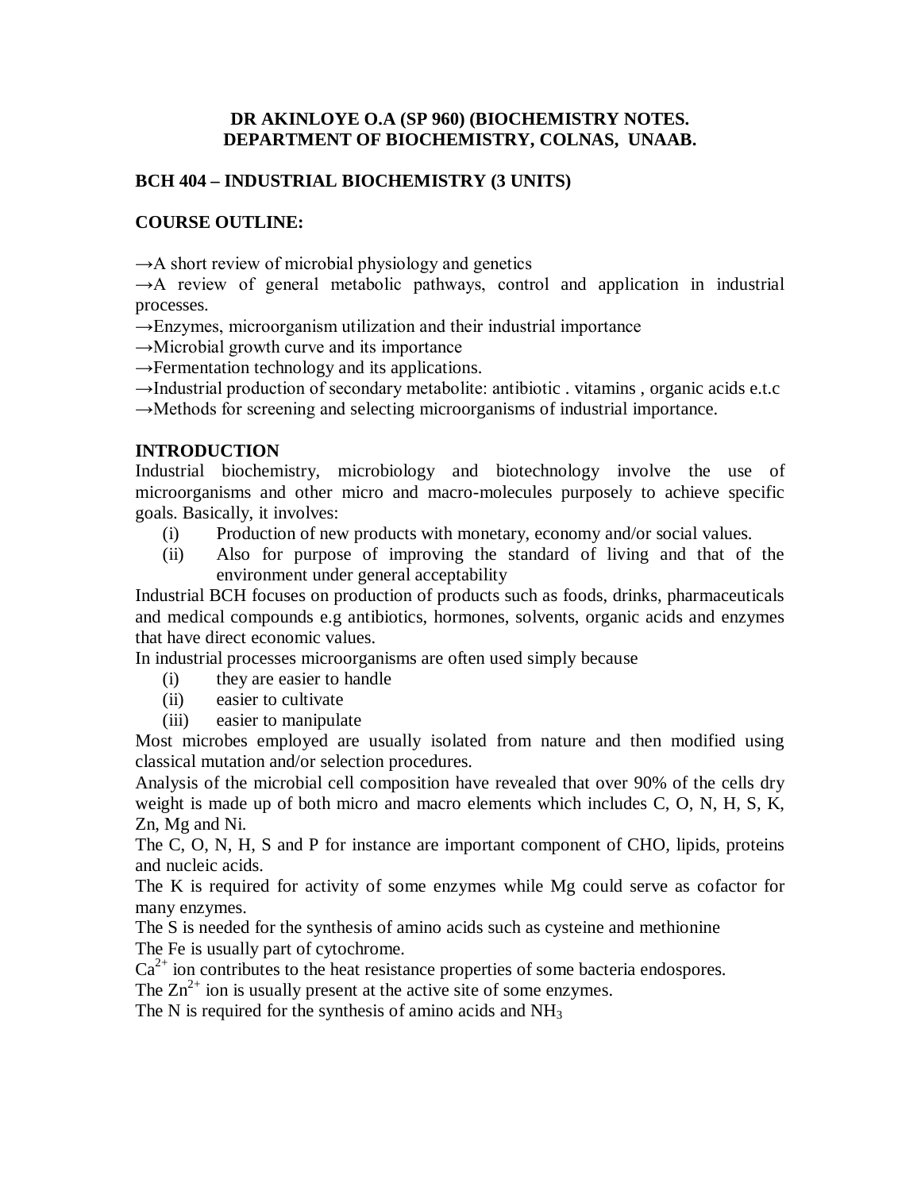**DR AKINLOYE O.A (SP 960) (BIOCHEMISTRY NOTES.**
**DEPARTMENT OF BIOCHEMISTRY, COLNAS, UNAAB.**

## BCH 404 – INDUSTRIAL BIOCHEMISTRY (3 UNITS)

### COURSE OUTLINE:

→A short review of microbial physiology and genetics
→A review of general metabolic pathways, control and application in industrial processes.
→Enzymes, microorganism utilization and their industrial importance
→Microbial growth curve and its importance
→Fermentation technology and its applications.
→Industrial production of secondary metabolite: antibiotic . vitamins , organic acids e.t.c
→Methods for screening and selecting microorganisms of industrial importance.

### INTRODUCTION

Industrial biochemistry, microbiology and biotechnology involve the use of microorganisms and other micro and macro-molecules purposely to achieve specific goals. Basically, it involves:

(i) Production of new products with monetary, economy and/or social values.
(ii) Also for purpose of improving the standard of living and that of the environment under general acceptability

Industrial BCH focuses on production of products such as foods, drinks, pharmaceuticals and medical compounds e.g antibiotics, hormones, solvents, organic acids and enzymes that have direct economic values.

In industrial processes microorganisms are often used simply because

(i) they are easier to handle
(ii) easier to cultivate
(iii) easier to manipulate

Most microbes employed are usually isolated from nature and then modified using classical mutation and/or selection procedures.

Analysis of the microbial cell composition have revealed that over 90% of the cells dry weight is made up of both micro and macro elements which includes C, O, N, H, S, K, Zn, Mg and Ni.

The C, O, N, H, S and P for instance are important component of CHO, lipids, proteins and nucleic acids.

The K is required for activity of some enzymes while Mg could serve as cofactor for many enzymes.

The S is needed for the synthesis of amino acids such as cysteine and methionine

The Fe is usually part of cytochrome.

$Ca^{2+}$ ion contributes to the heat resistance properties of some bacteria endospores.

The $Zn^{2+}$ ion is usually present at the active site of some enzymes.

The N is required for the synthesis of amino acids and $NH_3$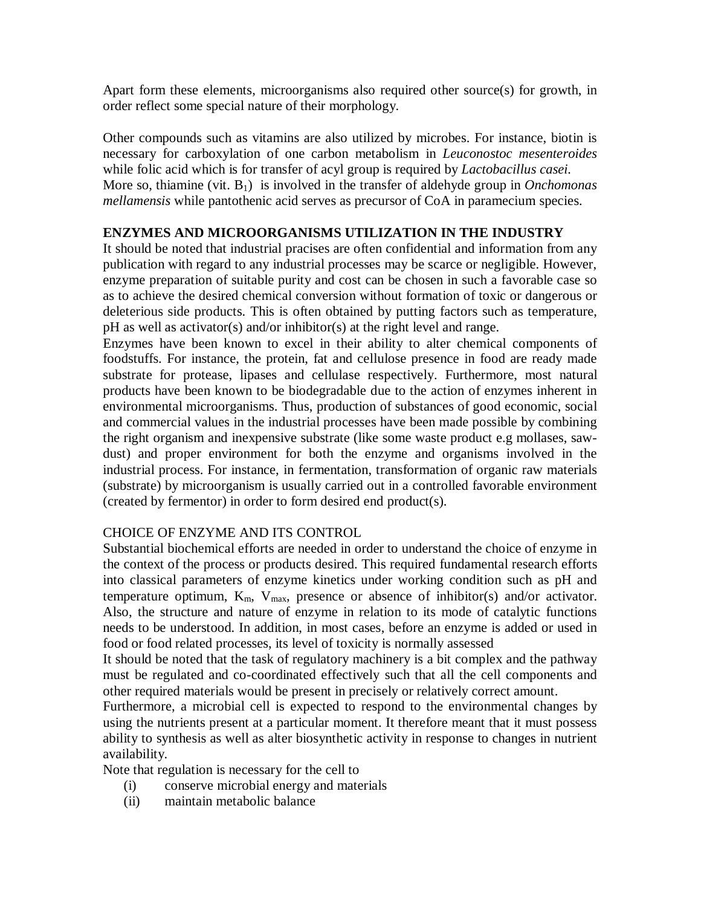Apart form these elements, microorganisms also required other source(s) for growth, in order reflect some special nature of their morphology.

Other compounds such as vitamins are also utilized by microbes. For instance, biotin is necessary for carboxylation of one carbon metabolism in *Leuconostoc mesenteroides* while folic acid which is for transfer of acyl group is required by *Lactobacillus casei.* More so, thiamine (vit. $B_1$) is involved in the transfer of aldehyde group in *Onchomonas mellamensis* while pantothenic acid serves as precursor of CoA in paramecium species.

## ENZYMES AND MICROORGANISMS UTILIZATION IN THE INDUSTRY

It should be noted that industrial pracises are often confidential and information from any publication with regard to any industrial processes may be scarce or negligible. However, enzyme preparation of suitable purity and cost can be chosen in such a favorable case so as to achieve the desired chemical conversion without formation of toxic or dangerous or deleterious side products. This is often obtained by putting factors such as temperature, pH as well as activator(s) and/or inhibitor(s) at the right level and range.

Enzymes have been known to excel in their ability to alter chemical components of foodstuffs. For instance, the protein, fat and cellulose presence in food are ready made substrate for protease, lipases and cellulase respectively. Furthermore, most natural products have been known to be biodegradable due to the action of enzymes inherent in environmental microorganisms. Thus, production of substances of good economic, social and commercial values in the industrial processes have been made possible by combining the right organism and inexpensive substrate (like some waste product e.g mollases, saw-dust) and proper environment for both the enzyme and organisms involved in the industrial process. For instance, in fermentation, transformation of organic raw materials (substrate) by microorganism is usually carried out in a controlled favorable environment (created by fermentor) in order to form desired end product(s).

### CHOICE OF ENZYME AND ITS CONTROL

Substantial biochemical efforts are needed in order to understand the choice of enzyme in the context of the process or products desired. This required fundamental research efforts into classical parameters of enzyme kinetics under working condition such as pH and temperature optimum, $K_m$, $V_{max}$, presence or absence of inhibitor(s) and/or activator. Also, the structure and nature of enzyme in relation to its mode of catalytic functions needs to be understood. In addition, in most cases, before an enzyme is added or used in food or food related processes, its level of toxicity is normally assessed

It should be noted that the task of regulatory machinery is a bit complex and the pathway must be regulated and co-coordinated effectively such that all the cell components and other required materials would be present in precisely or relatively correct amount.

Furthermore, a microbial cell is expected to respond to the environmental changes by using the nutrients present at a particular moment. It therefore meant that it must possess ability to synthesis as well as alter biosynthetic activity in response to changes in nutrient availability.

Note that regulation is necessary for the cell to

(i) conserve microbial energy and materials
(ii) maintain metabolic balance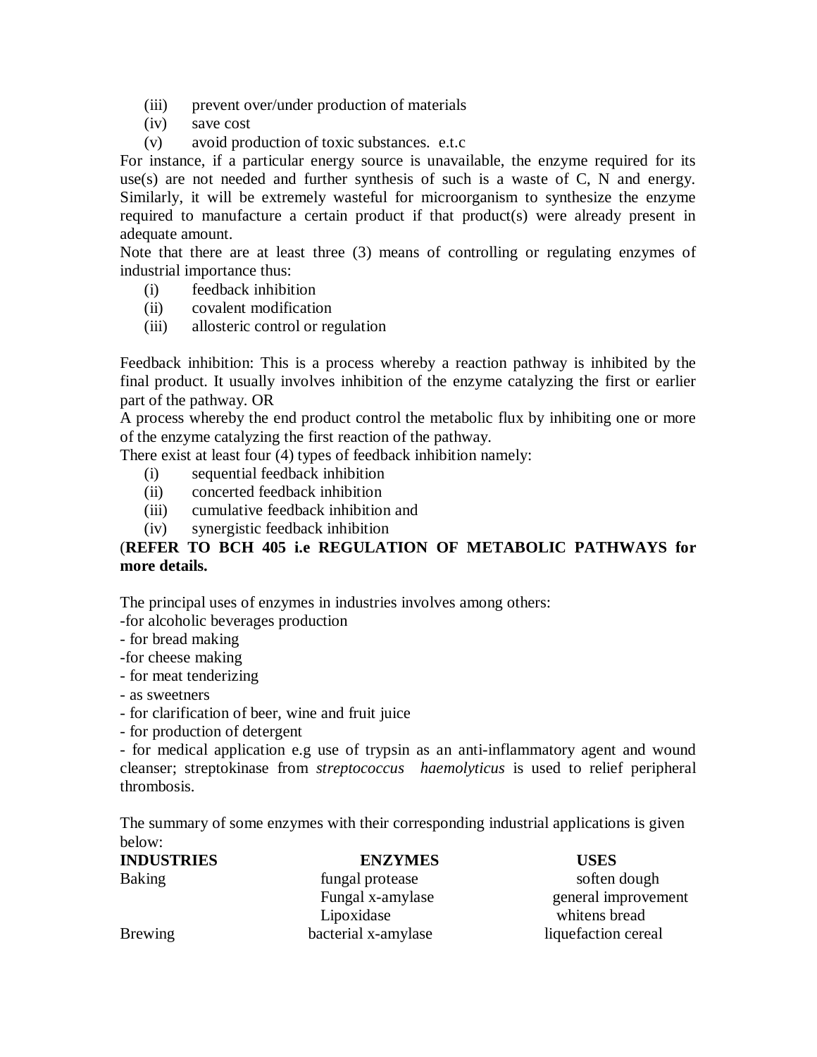(iii) prevent over/under production of materials
(iv) save cost
(v) avoid production of toxic substances. e.t.c

For instance, if a particular energy source is unavailable, the enzyme required for its use(s) are not needed and further synthesis of such is a waste of C, N and energy. Similarly, it will be extremely wasteful for microorganism to synthesize the enzyme required to manufacture a certain product if that product(s) were already present in adequate amount.

Note that there are at least three (3) means of controlling or regulating enzymes of industrial importance thus:

(i) feedback inhibition
(ii) covalent modification
(iii) allosteric control or regulation

Feedback inhibition: This is a process whereby a reaction pathway is inhibited by the final product. It usually involves inhibition of the enzyme catalyzing the first or earlier part of the pathway. OR

A process whereby the end product control the metabolic flux by inhibiting one or more of the enzyme catalyzing the first reaction of the pathway.

There exist at least four (4) types of feedback inhibition namely:

(i) sequential feedback inhibition
(ii) concerted feedback inhibition
(iii) cumulative feedback inhibition and
(iv) synergistic feedback inhibition

(**REFER TO BCH 405 i.e REGULATION OF METABOLIC PATHWAYS for more details.**

The principal uses of enzymes in industries involves among others:

-for alcoholic beverages production
- for bread making
-for cheese making
- for meat tenderizing
- as sweetners
- for clarification of beer, wine and fruit juice
- for production of detergent
- for medical application e.g use of trypsin as an anti-inflammatory agent and wound cleanser; streptokinase from *streptococcus haemolyticus* is used to relief peripheral thrombosis.

The summary of some enzymes with their corresponding industrial applications is given below:

| **INDUSTRIES** | **ENZYMES** | **USES** |
|---|---|---|
| Baking | fungal protease | soften dough |
| | Fungal x-amylase | general improvement |
| | Lipoxidase | whitens bread |
| Brewing | bacterial x-amylase | liquefaction cereal |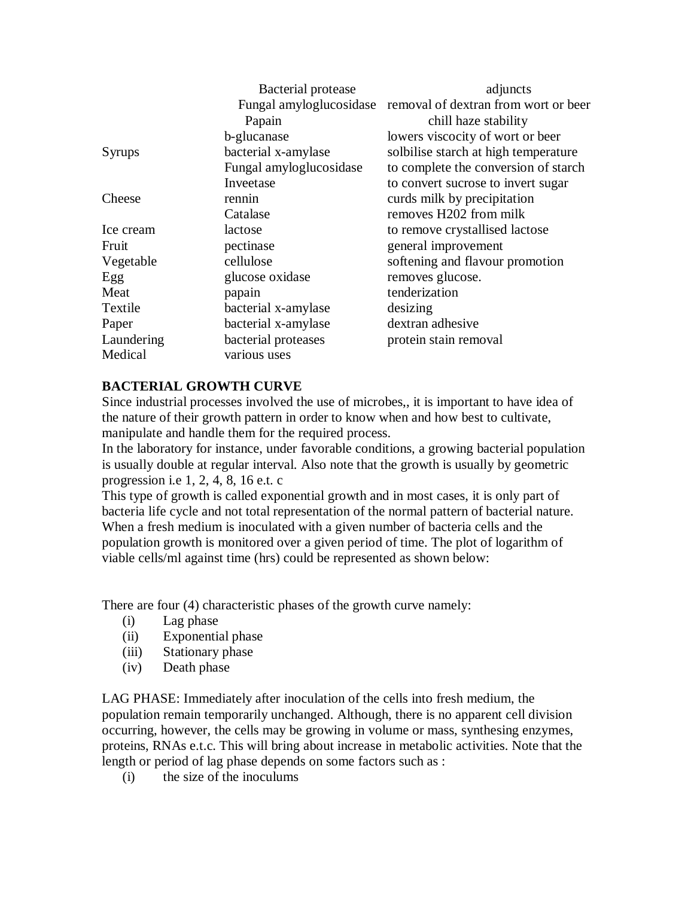| | | |
|---|---|---|
| | Bacterial protease | adjuncts |
| | Fungal amyloglucosidase | removal of dextran from wort or beer |
| | Papain | chill haze stability |
| | b-glucanase | lowers viscocity of wort or beer |
| Syrups | bacterial x-amylase | solbilise starch at high temperature |
| | Fungal amyloglucosidase | to complete the conversion of starch |
| | Inveetase | to convert sucrose to invert sugar |
| Cheese | rennin | curds milk by precipitation |
| | Catalase | removes H202 from milk |
| Ice cream | lactose | to remove crystallised lactose |
| Fruit | pectinase | general improvement |
| Vegetable | cellulose | softening and flavour promotion |
| Egg | glucose oxidase | removes glucose. |
| Meat | papain | tenderization |
| Textile | bacterial x-amylase | desizing |
| Paper | bacterial x-amylase | dextran adhesive |
| Laundering | bacterial proteases | protein stain removal |
| Medical | various uses | |

**BACTERIAL GROWTH CURVE**

Since industrial processes involved the use of microbes,, it is important to have idea of the nature of their growth pattern in order to know when and how best to cultivate, manipulate and handle them for the required process.

In the laboratory for instance, under favorable conditions, a growing bacterial population is usually double at regular interval. Also note that the growth is usually by geometric progression i.e 1, 2, 4, 8, 16 e.t. c

This type of growth is called exponential growth and in most cases, it is only part of bacteria life cycle and not total representation of the normal pattern of bacterial nature. When a fresh medium is inoculated with a given number of bacteria cells and the population growth is monitored over a given period of time. The plot of logarithm of viable cells/ml against time (hrs) could be represented as shown below:

There are four (4) characteristic phases of the growth curve namely:

(i) Lag phase
(ii) Exponential phase
(iii) Stationary phase
(iv) Death phase

LAG PHASE: Immediately after inoculation of the cells into fresh medium, the population remain temporarily unchanged. Although, there is no apparent cell division occurring, however, the cells may be growing in volume or mass, synthesing enzymes, proteins, RNAs e.t.c. This will bring about increase in metabolic activities. Note that the length or period of lag phase depends on some factors such as :

(i) the size of the inoculums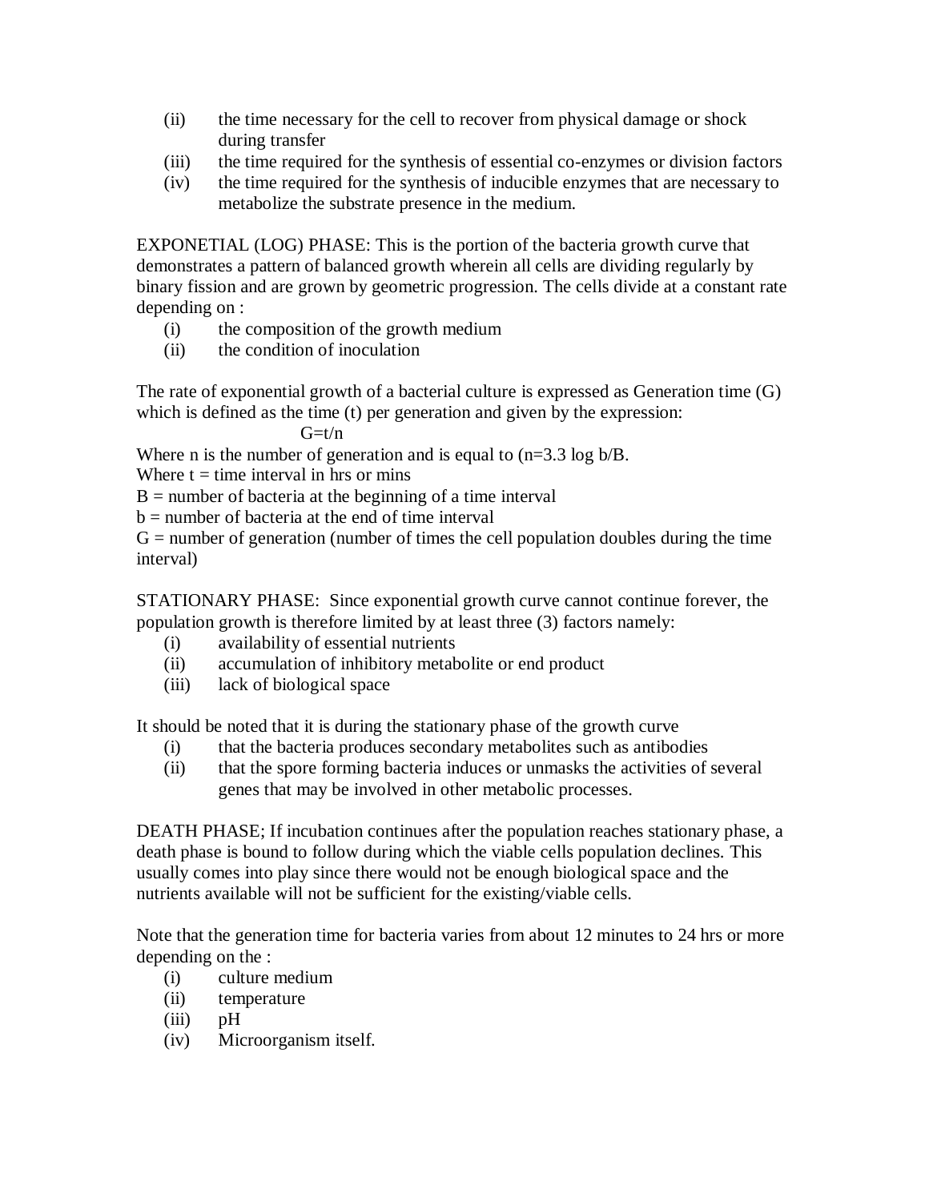(ii) the time necessary for the cell to recover from physical damage or shock during transfer

(iii) the time required for the synthesis of essential co-enzymes or division factors

(iv) the time required for the synthesis of inducible enzymes that are necessary to metabolize the substrate presence in the medium.

EXPONETIAL (LOG) PHASE: This is the portion of the bacteria growth curve that demonstrates a pattern of balanced growth wherein all cells are dividing regularly by binary fission and are grown by geometric progression. The cells divide at a constant rate depending on :

(i) the composition of the growth medium

(ii) the condition of inoculation

The rate of exponential growth of a bacterial culture is expressed as Generation time (G) which is defined as the time (t) per generation and given by the expression:

$$G=t/n$$

Where n is the number of generation and is equal to ($n=3.3 \log b/B$.

Where t = time interval in hrs or mins

B = number of bacteria at the beginning of a time interval

b = number of bacteria at the end of time interval

G = number of generation (number of times the cell population doubles during the time interval)

STATIONARY PHASE: Since exponential growth curve cannot continue forever, the population growth is therefore limited by at least three (3) factors namely:

(i) availability of essential nutrients

(ii) accumulation of inhibitory metabolite or end product

(iii) lack of biological space

It should be noted that it is during the stationary phase of the growth curve

(i) that the bacteria produces secondary metabolites such as antibodies

(ii) that the spore forming bacteria induces or unmasks the activities of several genes that may be involved in other metabolic processes.

DEATH PHASE; If incubation continues after the population reaches stationary phase, a death phase is bound to follow during which the viable cells population declines. This usually comes into play since there would not be enough biological space and the nutrients available will not be sufficient for the existing/viable cells.

Note that the generation time for bacteria varies from about 12 minutes to 24 hrs or more depending on the :

(i) culture medium

(ii) temperature

(iii) pH

(iv) Microorganism itself.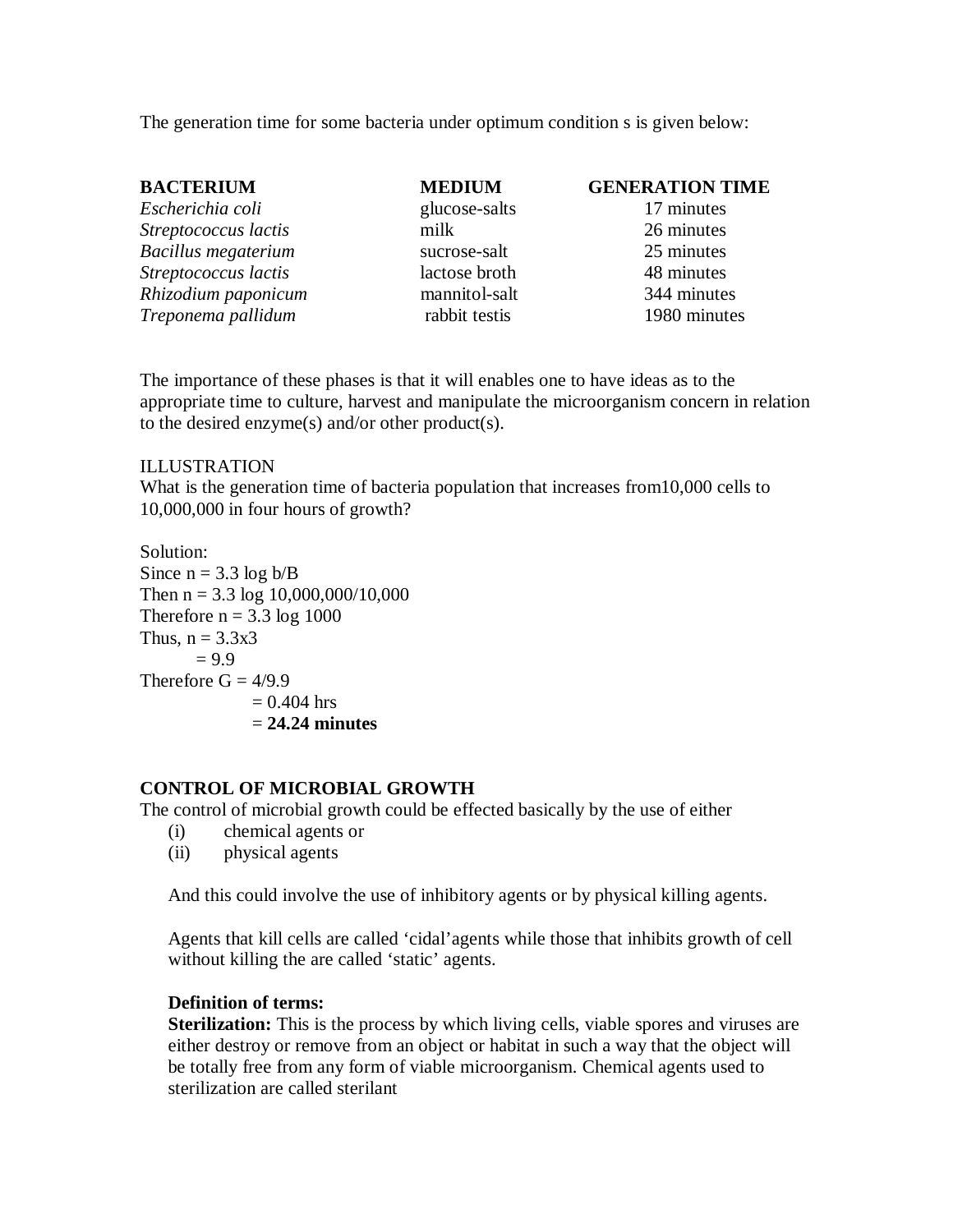The generation time for some bacteria under optimum condition s is given below:

| BACTERIUM | MEDIUM | GENERATION TIME |
|---|---|---|
| *Escherichia coli* | glucose-salts | 17 minutes |
| *Streptococcus lactis* | milk | 26 minutes |
| *Bacillus megaterium* | sucrose-salt | 25 minutes |
| *Streptococcus lactis* | lactose broth | 48 minutes |
| *Rhizodium paponicum* | mannitol-salt | 344 minutes |
| *Treponema pallidum* | rabbit testis | 1980 minutes |

The importance of these phases is that it will enables one to have ideas as to the appropriate time to culture, harvest and manipulate the microorganism concern in relation to the desired enzyme(s) and/or other product(s).

ILLUSTRATION

What is the generation time of bacteria population that increases from10,000 cells to 10,000,000 in four hours of growth?

Solution:

Since $n = 3.3 \log b/B$

Then $n = 3.3 \log 10{,}000{,}000/10{,}000$

Therefore $n = 3.3 \log 1000$

Thus, $n = 3.3 \times 3$

$= 9.9$

Therefore $G = 4/9.9$

$= 0.404$ hrs

= **24.24 minutes**

**CONTROL OF MICROBIAL GROWTH**

The control of microbial growth could be effected basically by the use of either

(i) chemical agents or
(ii) physical agents

And this could involve the use of inhibitory agents or by physical killing agents.

Agents that kill cells are called 'cidal'agents while those that inhibits growth of cell without killing the are called 'static' agents.

**Definition of terms:**

**Sterilization:** This is the process by which living cells, viable spores and viruses are either destroy or remove from an object or habitat in such a way that the object will be totally free from any form of viable microorganism. Chemical agents used to sterilization are called sterilant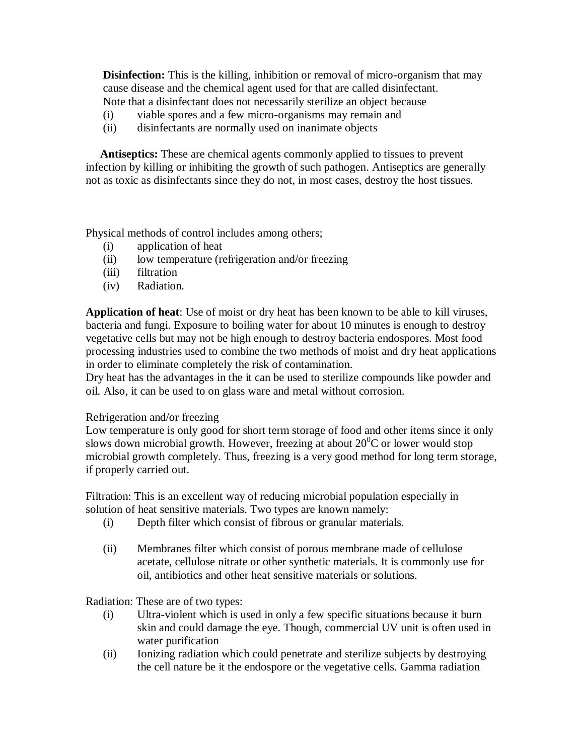**Disinfection:** This is the killing, inhibition or removal of micro-organism that may cause disease and the chemical agent used for that are called disinfectant.
Note that a disinfectant does not necessarily sterilize an object because

(i) viable spores and a few micro-organisms may remain and
(ii) disinfectants are normally used on inanimate objects

**Antiseptics:** These are chemical agents commonly applied to tissues to prevent infection by killing or inhibiting the growth of such pathogen. Antiseptics are generally not as toxic as disinfectants since they do not, in most cases, destroy the host tissues.

Physical methods of control includes among others;

(i) application of heat
(ii) low temperature (refrigeration and/or freezing
(iii) filtration
(iv) Radiation.

**Application of heat**: Use of moist or dry heat has been known to be able to kill viruses, bacteria and fungi. Exposure to boiling water for about 10 minutes is enough to destroy vegetative cells but may not be high enough to destroy bacteria endospores. Most food processing industries used to combine the two methods of moist and dry heat applications in order to eliminate completely the risk of contamination.
Dry heat has the advantages in the it can be used to sterilize compounds like powder and oil. Also, it can be used to on glass ware and metal without corrosion.

Refrigeration and/or freezing
Low temperature is only good for short term storage of food and other items since it only slows down microbial growth. However, freezing at about $20^0$C or lower would stop microbial growth completely. Thus, freezing is a very good method for long term storage, if properly carried out.

Filtration: This is an excellent way of reducing microbial population especially in solution of heat sensitive materials. Two types are known namely:

(i) Depth filter which consist of fibrous or granular materials.

(ii) Membranes filter which consist of porous membrane made of cellulose acetate, cellulose nitrate or other synthetic materials. It is commonly use for oil, antibiotics and other heat sensitive materials or solutions.

Radiation: These are of two types:

(i) Ultra-violent which is used in only a few specific situations because it burn skin and could damage the eye. Though, commercial UV unit is often used in water purification
(ii) Ionizing radiation which could penetrate and sterilize subjects by destroying the cell nature be it the endospore or the vegetative cells. Gamma radiation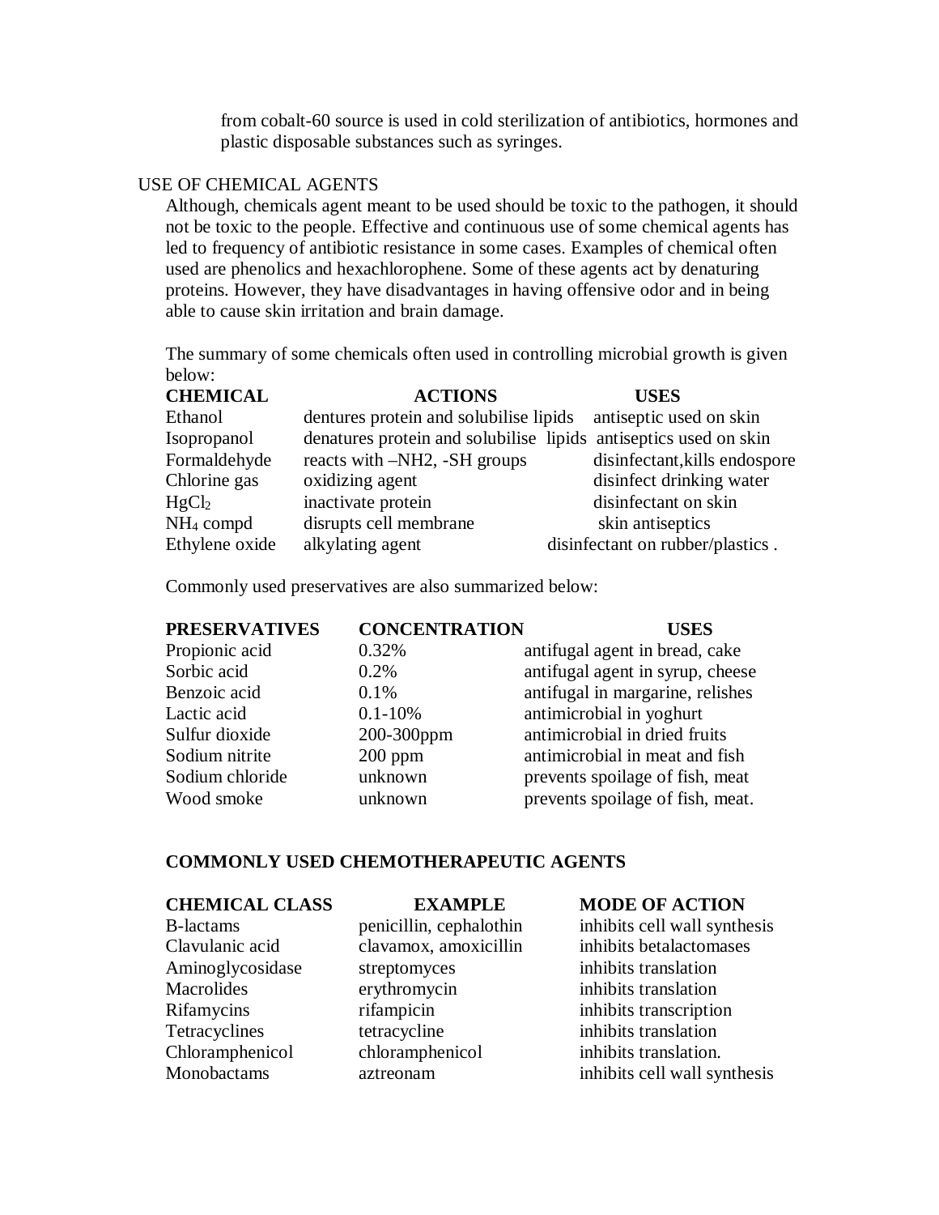from cobalt-60 source is used in cold sterilization of antibiotics, hormones and plastic disposable substances such as syringes.

USE OF CHEMICAL AGENTS

Although, chemicals agent meant to be used should be toxic to the pathogen, it should not be toxic to the people. Effective and continuous use of some chemical agents has led to frequency of antibiotic resistance in some cases. Examples of chemical often used are phenolics and hexachlorophene. Some of these agents act by denaturing proteins. However, they have disadvantages in having offensive odor and in being able to cause skin irritation and brain damage.

The summary of some chemicals often used in controlling microbial growth is given below:

| **CHEMICAL** | **ACTIONS** | **USES** |
|---|---|---|
| Ethanol | dentures protein and solubilise lipids | antiseptic used on skin |
| Isopropanol | denatures protein and solubilise lipids | antiseptics used on skin |
| Formaldehyde | reacts with –NH2, -SH groups | disinfectant,kills endospore |
| Chlorine gas | oxidizing agent | disinfect drinking water |
| $HgCl_2$ | inactivate protein | disinfectant on skin |
| $NH_4$ compd | disrupts cell membrane | skin antiseptics |
| Ethylene oxide | alkylating agent | disinfectant on rubber/plastics . |

Commonly used preservatives are also summarized below:

| **PRESERVATIVES** | **CONCENTRATION** | **USES** |
|---|---|---|
| Propionic acid | 0.32% | antifugal agent in bread, cake |
| Sorbic acid | 0.2% | antifugal agent in syrup, cheese |
| Benzoic acid | 0.1% | antifugal in margarine, relishes |
| Lactic acid | 0.1-10% | antimicrobial in yoghurt |
| Sulfur dioxide | 200-300ppm | antimicrobial in dried fruits |
| Sodium nitrite | 200 ppm | antimicrobial in meat and fish |
| Sodium chloride | unknown | prevents spoilage of fish, meat |
| Wood smoke | unknown | prevents spoilage of fish, meat. |

**COMMONLY USED CHEMOTHERAPEUTIC AGENTS**

| **CHEMICAL CLASS** | **EXAMPLE** | **MODE OF ACTION** |
|---|---|---|
| B-lactams | penicillin, cephalothin | inhibits cell wall synthesis |
| Clavulanic acid | clavamox, amoxicillin | inhibits betalactomases |
| Aminoglycosidase | streptomyces | inhibits translation |
| Macrolides | erythromycin | inhibits translation |
| Rifamycins | rifampicin | inhibits transcription |
| Tetracyclines | tetracycline | inhibits translation |
| Chloramphenicol | chloramphenicol | inhibits translation. |
| Monobactams | aztreonam | inhibits cell wall synthesis |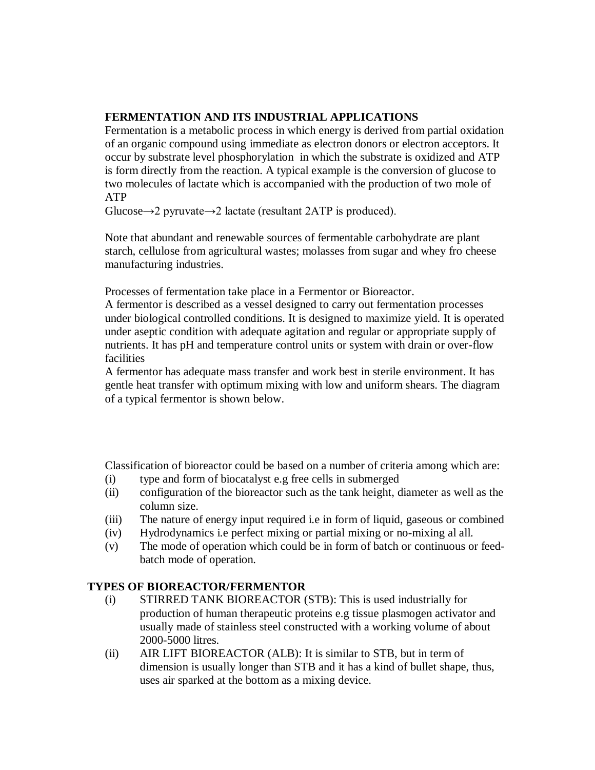**FERMENTATION AND ITS INDUSTRIAL APPLICATIONS**

Fermentation is a metabolic process in which energy is derived from partial oxidation of an organic compound using immediate as electron donors or electron acceptors. It occur by substrate level phosphorylation in which the substrate is oxidized and ATP is form directly from the reaction. A typical example is the conversion of glucose to two molecules of lactate which is accompanied with the production of two mole of ATP

Glucose→2 pyruvate→2 lactate (resultant 2ATP is produced).

Note that abundant and renewable sources of fermentable carbohydrate are plant starch, cellulose from agricultural wastes; molasses from sugar and whey fro cheese manufacturing industries.

Processes of fermentation take place in a Fermentor or Bioreactor.

A fermentor is described as a vessel designed to carry out fermentation processes under biological controlled conditions. It is designed to maximize yield. It is operated under aseptic condition with adequate agitation and regular or appropriate supply of nutrients. It has pH and temperature control units or system with drain or over-flow facilities

A fermentor has adequate mass transfer and work best in sterile environment. It has gentle heat transfer with optimum mixing with low and uniform shears. The diagram of a typical fermentor is shown below.

Classification of bioreactor could be based on a number of criteria among which are:

(i) type and form of biocatalyst e.g free cells in submerged
(ii) configuration of the bioreactor such as the tank height, diameter as well as the column size.
(iii) The nature of energy input required i.e in form of liquid, gaseous or combined
(iv) Hydrodynamics i.e perfect mixing or partial mixing or no-mixing al all.
(v) The mode of operation which could be in form of batch or continuous or feed-batch mode of operation.

**TYPES OF BIOREACTOR/FERMENTOR**

(i) STIRRED TANK BIOREACTOR (STB): This is used industrially for production of human therapeutic proteins e.g tissue plasmogen activator and usually made of stainless steel constructed with a working volume of about 2000-5000 litres.
(ii) AIR LIFT BIOREACTOR (ALB): It is similar to STB, but in term of dimension is usually longer than STB and it has a kind of bullet shape, thus, uses air sparked at the bottom as a mixing device.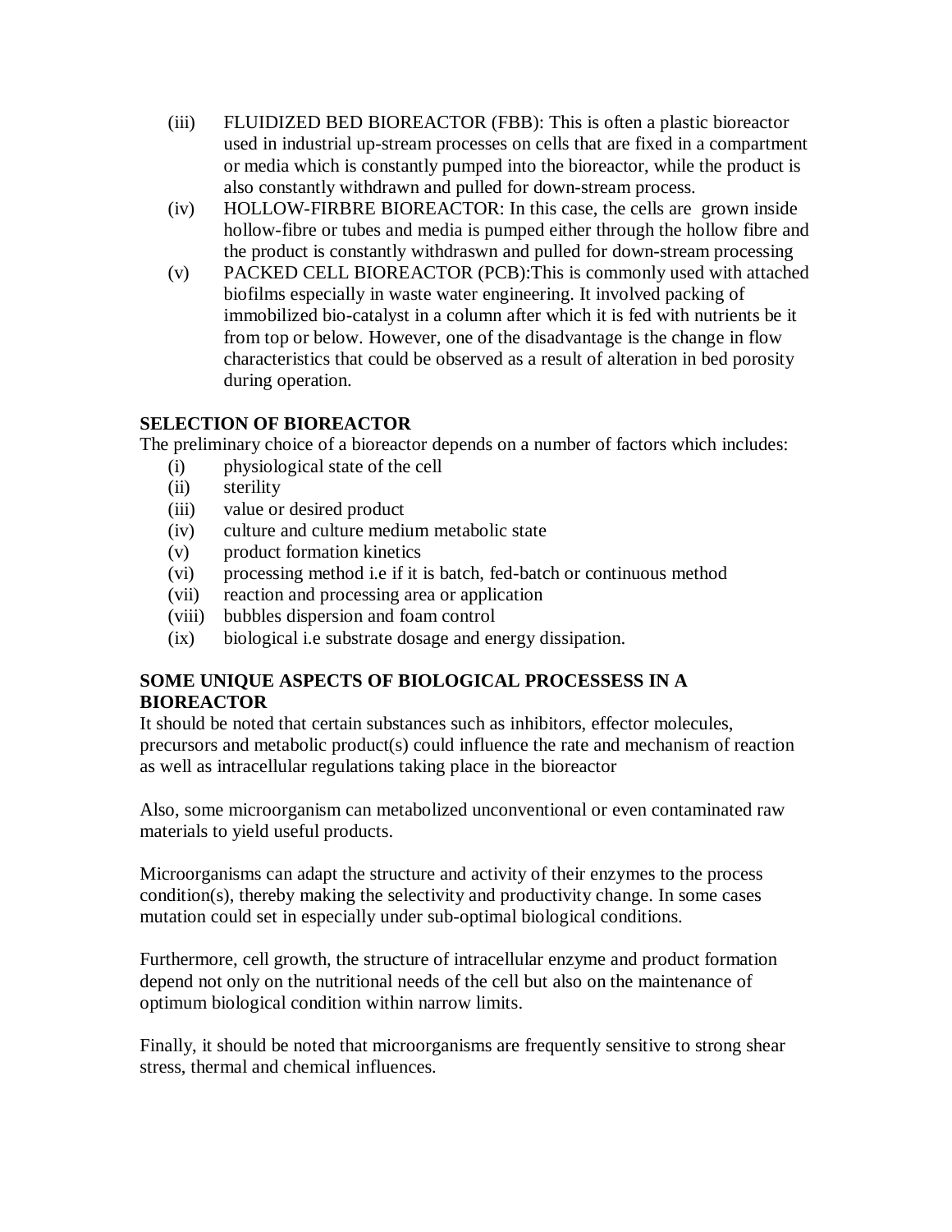(iii) FLUIDIZED BED BIOREACTOR (FBB): This is often a plastic bioreactor used in industrial up-stream processes on cells that are fixed in a compartment or media which is constantly pumped into the bioreactor, while the product is also constantly withdrawn and pulled for down-stream process.

(iv) HOLLOW-FIRBRE BIOREACTOR: In this case, the cells are grown inside hollow-fibre or tubes and media is pumped either through the hollow fibre and the product is constantly withdraswn and pulled for down-stream processing

(v) PACKED CELL BIOREACTOR (PCB):This is commonly used with attached biofilms especially in waste water engineering. It involved packing of immobilized bio-catalyst in a column after which it is fed with nutrients be it from top or below. However, one of the disadvantage is the change in flow characteristics that could be observed as a result of alteration in bed porosity during operation.

**SELECTION OF BIOREACTOR**

The preliminary choice of a bioreactor depends on a number of factors which includes:

(i) physiological state of the cell
(ii) sterility
(iii) value or desired product
(iv) culture and culture medium metabolic state
(v) product formation kinetics
(vi) processing method i.e if it is batch, fed-batch or continuous method
(vii) reaction and processing area or application
(viii) bubbles dispersion and foam control
(ix) biological i.e substrate dosage and energy dissipation.

**SOME UNIQUE ASPECTS OF BIOLOGICAL PROCESSESS IN A BIOREACTOR**

It should be noted that certain substances such as inhibitors, effector molecules, precursors and metabolic product(s) could influence the rate and mechanism of reaction as well as intracellular regulations taking place in the bioreactor

Also, some microorganism can metabolized unconventional or even contaminated raw materials to yield useful products.

Microorganisms can adapt the structure and activity of their enzymes to the process condition(s), thereby making the selectivity and productivity change. In some cases mutation could set in especially under sub-optimal biological conditions.

Furthermore, cell growth, the structure of intracellular enzyme and product formation depend not only on the nutritional needs of the cell but also on the maintenance of optimum biological condition within narrow limits.

Finally, it should be noted that microorganisms are frequently sensitive to strong shear stress, thermal and chemical influences.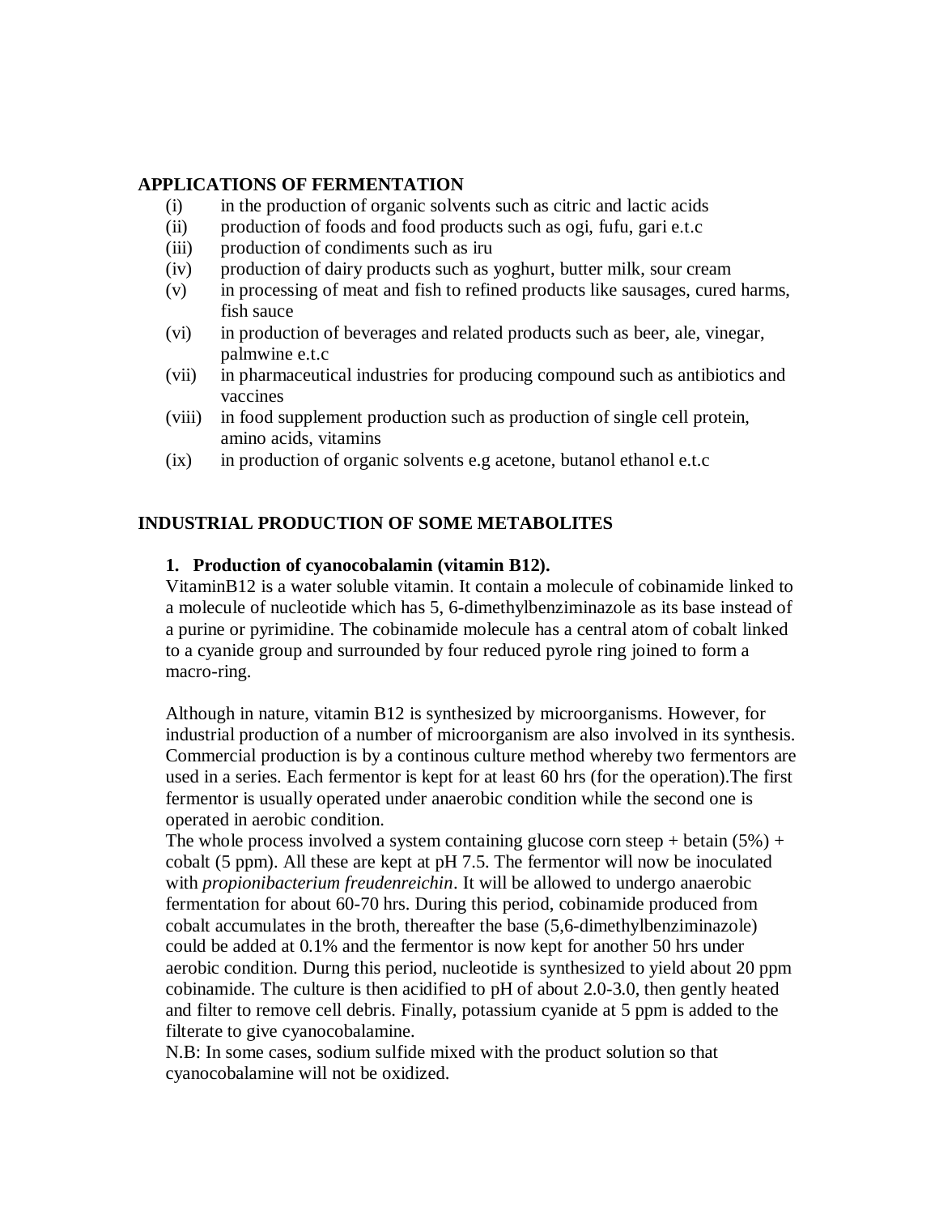**APPLICATIONS OF FERMENTATION**

(i) in the production of organic solvents such as citric and lactic acids
(ii) production of foods and food products such as ogi, fufu, gari e.t.c
(iii) production of condiments such as iru
(iv) production of dairy products such as yoghurt, butter milk, sour cream
(v) in processing of meat and fish to refined products like sausages, cured harms, fish sauce
(vi) in production of beverages and related products such as beer, ale, vinegar, palmwine e.t.c
(vii) in pharmaceutical industries for producing compound such as antibiotics and vaccines
(viii) in food supplement production such as production of single cell protein, amino acids, vitamins
(ix) in production of organic solvents e.g acetone, butanol ethanol e.t.c

**INDUSTRIAL PRODUCTION OF SOME METABOLITES**

1. **Production of cyanocobalamin (vitamin B12).**

VitaminB12 is a water soluble vitamin. It contain a molecule of cobinamide linked to a molecule of nucleotide which has 5, 6-dimethylbenziminazole as its base instead of a purine or pyrimidine. The cobinamide molecule has a central atom of cobalt linked to a cyanide group and surrounded by four reduced pyrole ring joined to form a macro-ring.

Although in nature, vitamin B12 is synthesized by microorganisms. However, for industrial production of a number of microorganism are also involved in its synthesis. Commercial production is by a continous culture method whereby two fermentors are used in a series. Each fermentor is kept for at least 60 hrs (for the operation).The first fermentor is usually operated under anaerobic condition while the second one is operated in aerobic condition.
The whole process involved a system containing glucose corn steep + betain (5%) + cobalt (5 ppm). All these are kept at pH 7.5. The fermentor will now be inoculated with *propionibacterium freudenreichin*. It will be allowed to undergo anaerobic fermentation for about 60-70 hrs. During this period, cobinamide produced from cobalt accumulates in the broth, thereafter the base (5,6-dimethylbenziminazole) could be added at 0.1% and the fermentor is now kept for another 50 hrs under aerobic condition. Durng this period, nucleotide is synthesized to yield about 20 ppm cobinamide. The culture is then acidified to pH of about 2.0-3.0, then gently heated and filter to remove cell debris. Finally, potassium cyanide at 5 ppm is added to the filterate to give cyanocobalamine.
N.B: In some cases, sodium sulfide mixed with the product solution so that cyanocobalamine will not be oxidized.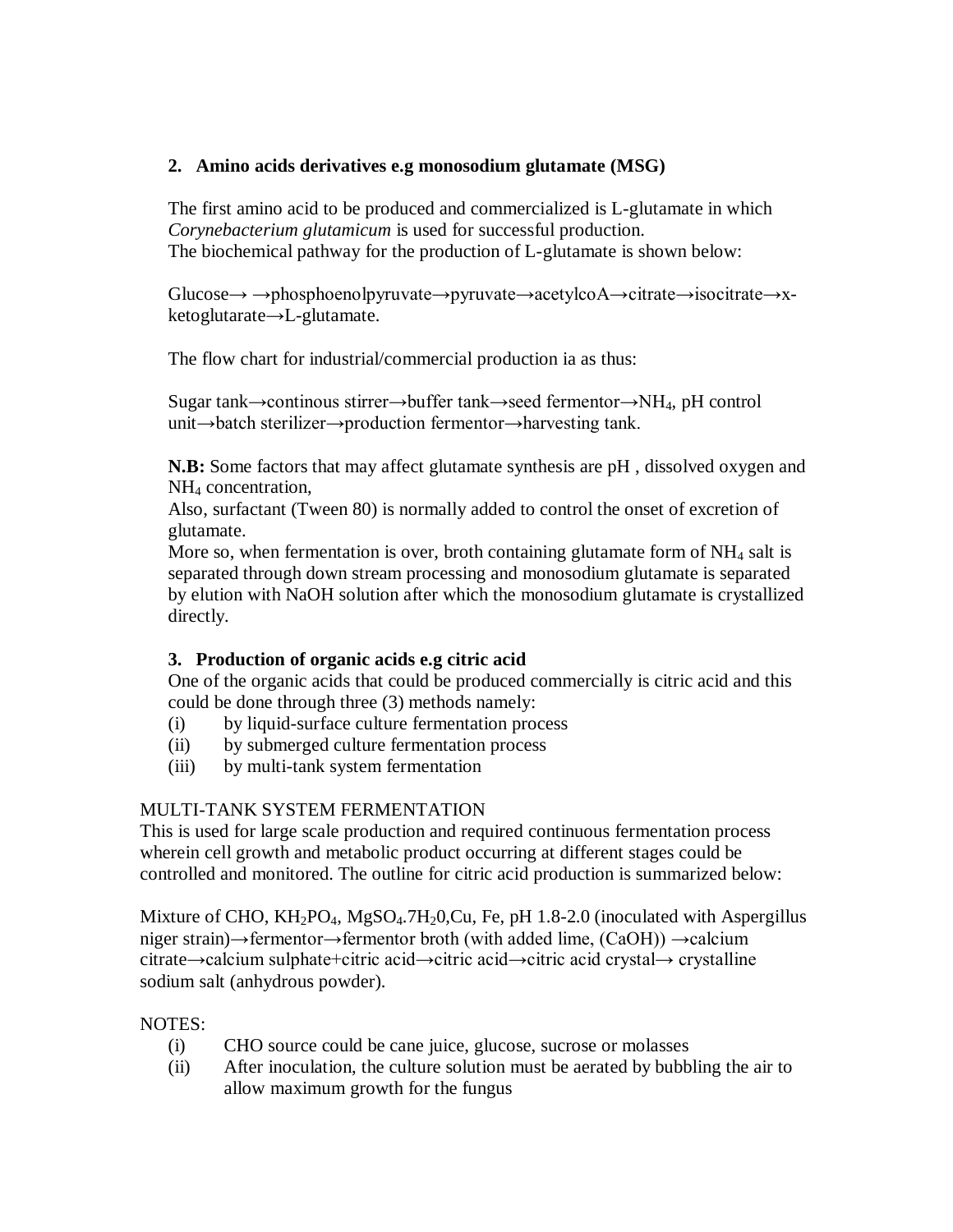2. **Amino acids derivatives e.g monosodium glutamate (MSG)**

The first amino acid to be produced and commercialized is L-glutamate in which *Corynebacterium glutamicum* is used for successful production.
The biochemical pathway for the production of L-glutamate is shown below:

Glucose→ →phosphoenolpyruvate→pyruvate→acetylcoA→citrate→isocitrate→x-ketoglutarate→L-glutamate.

The flow chart for industrial/commercial production ia as thus:

Sugar tank→continous stirrer→buffer tank→seed fermentor→$NH_4$, pH control unit→batch sterilizer→production fermentor→harvesting tank.

**N.B:** Some factors that may affect glutamate synthesis are pH , dissolved oxygen and $NH_4$ concentration,
Also, surfactant (Tween 80) is normally added to control the onset of excretion of glutamate.
More so, when fermentation is over, broth containing glutamate form of $NH_4$ salt is separated through down stream processing and monosodium glutamate is separated by elution with NaOH solution after which the monosodium glutamate is crystallized directly.

3. **Production of organic acids e.g citric acid**

One of the organic acids that could be produced commercially is citric acid and this could be done through three (3) methods namely:

(i) by liquid-surface culture fermentation process
(ii) by submerged culture fermentation process
(iii) by multi-tank system fermentation

MULTI-TANK SYSTEM FERMENTATION

This is used for large scale production and required continuous fermentation process wherein cell growth and metabolic product occurring at different stages could be controlled and monitored. The outline for citric acid production is summarized below:

Mixture of CHO, $KH_2PO_4$, $MgSO_4.7H_20$,Cu, Fe, pH 1.8-2.0 (inoculated with Aspergillus niger strain)→fermentor→fermentor broth (with added lime, (CaOH)) →calcium citrate→calcium sulphate+citric acid→citric acid→citric acid crystal→ crystalline sodium salt (anhydrous powder).

NOTES:

(i) CHO source could be cane juice, glucose, sucrose or molasses
(ii) After inoculation, the culture solution must be aerated by bubbling the air to allow maximum growth for the fungus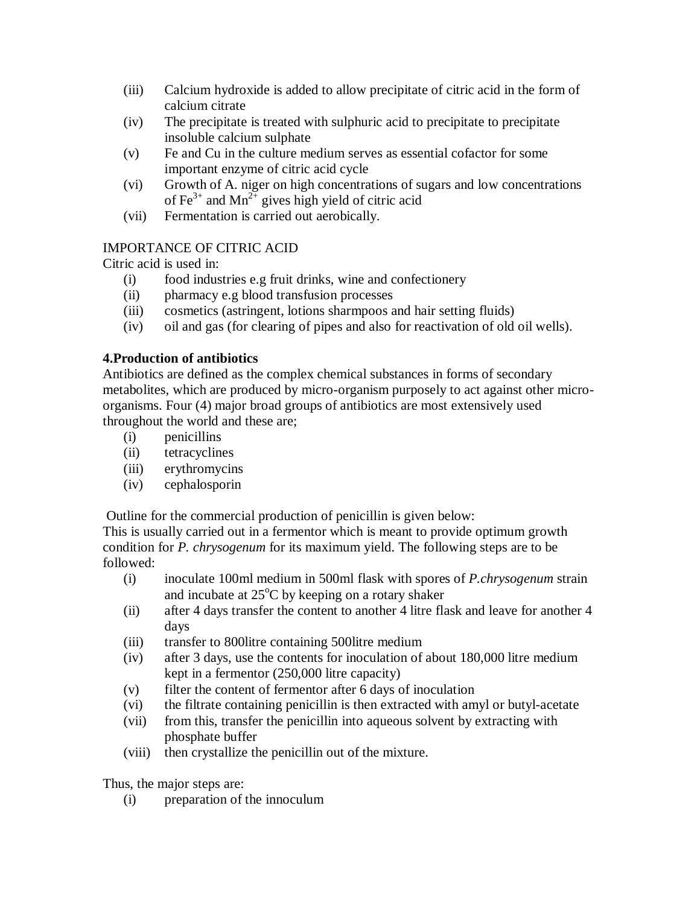(iii) Calcium hydroxide is added to allow precipitate of citric acid in the form of calcium citrate
(iv) The precipitate is treated with sulphuric acid to precipitate to precipitate insoluble calcium sulphate
(v) Fe and Cu in the culture medium serves as essential cofactor for some important enzyme of citric acid cycle
(vi) Growth of A. niger on high concentrations of sugars and low concentrations of $Fe^{3+}$ and $Mn^{2+}$ gives high yield of citric acid
(vii) Fermentation is carried out aerobically.

IMPORTANCE OF CITRIC ACID

Citric acid is used in:

(i) food industries e.g fruit drinks, wine and confectionery
(ii) pharmacy e.g blood transfusion processes
(iii) cosmetics (astringent, lotions sharmpoos and hair setting fluids)
(iv) oil and gas (for clearing of pipes and also for reactivation of old oil wells).

**4.Production of antibiotics**

Antibiotics are defined as the complex chemical substances in forms of secondary metabolites, which are produced by micro-organism purposely to act against other micro-organisms. Four (4) major broad groups of antibiotics are most extensively used throughout the world and these are;

(i) penicillins
(ii) tetracyclines
(iii) erythromycins
(iv) cephalosporin

Outline for the commercial production of penicillin is given below:

This is usually carried out in a fermentor which is meant to provide optimum growth condition for *P. chrysogenum* for its maximum yield. The following steps are to be followed:

(i) inoculate 100ml medium in 500ml flask with spores of *P.chrysogenum* strain and incubate at $25^oC$ by keeping on a rotary shaker
(ii) after 4 days transfer the content to another 4 litre flask and leave for another 4 days
(iii) transfer to 800litre containing 500litre medium
(iv) after 3 days, use the contents for inoculation of about 180,000 litre medium kept in a fermentor (250,000 litre capacity)
(v) filter the content of fermentor after 6 days of inoculation
(vi) the filtrate containing penicillin is then extracted with amyl or butyl-acetate
(vii) from this, transfer the penicillin into aqueous solvent by extracting with phosphate buffer
(viii) then crystallize the penicillin out of the mixture.

Thus, the major steps are:

(i) preparation of the innoculum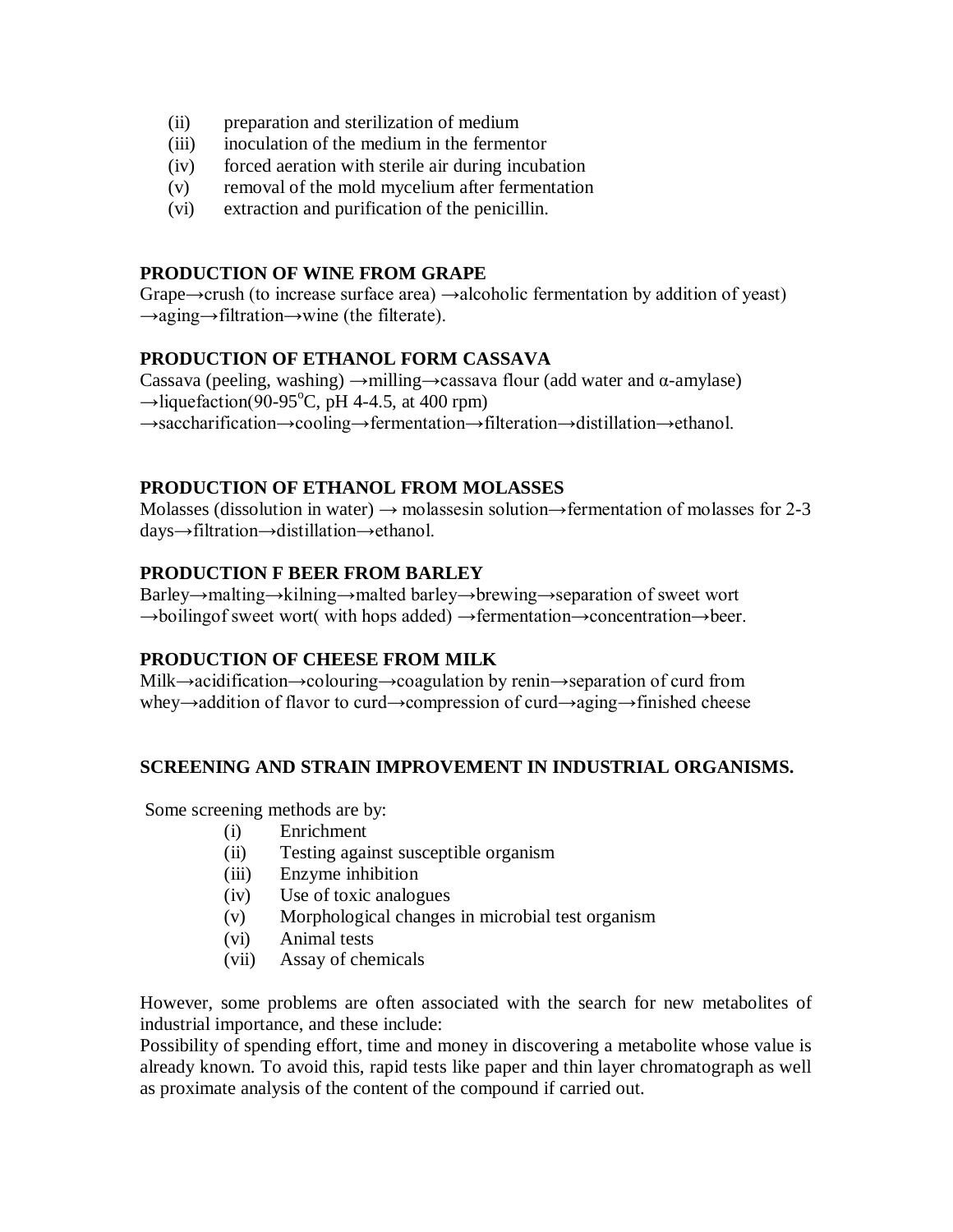(ii) preparation and sterilization of medium
(iii) inoculation of the medium in the fermentor
(iv) forced aeration with sterile air during incubation
(v) removal of the mold mycelium after fermentation
(vi) extraction and purification of the penicillin.

**PRODUCTION OF WINE FROM GRAPE**

Grape→crush (to increase surface area) →alcoholic fermentation by addition of yeast) →aging→filtration→wine (the filterate).

**PRODUCTION OF ETHANOL FORM CASSAVA**

Cassava (peeling, washing) →milling→cassava flour (add water and α-amylase) →liquefaction(90-95$^{o}$C, pH 4-4.5, at 400 rpm) →saccharification→cooling→fermentation→filteration→distillation→ethanol.

**PRODUCTION OF ETHANOL FROM MOLASSES**

Molasses (dissolution in water) → molassesin solution→fermentation of molasses for 2-3 days→filtration→distillation→ethanol.

**PRODUCTION F BEER FROM BARLEY**

Barley→malting→kilning→malted barley→brewing→separation of sweet wort →boilingof sweet wort( with hops added) →fermentation→concentration→beer.

**PRODUCTION OF CHEESE FROM MILK**

Milk→acidification→colouring→coagulation by renin→separation of curd from whey→addition of flavor to curd→compression of curd→aging→finished cheese

**SCREENING AND STRAIN IMPROVEMENT IN INDUSTRIAL ORGANISMS.**

Some screening methods are by:

(i) Enrichment
(ii) Testing against susceptible organism
(iii) Enzyme inhibition
(iv) Use of toxic analogues
(v) Morphological changes in microbial test organism
(vi) Animal tests
(vii) Assay of chemicals

However, some problems are often associated with the search for new metabolites of industrial importance, and these include:

Possibility of spending effort, time and money in discovering a metabolite whose value is already known. To avoid this, rapid tests like paper and thin layer chromatograph as well as proximate analysis of the content of the compound if carried out.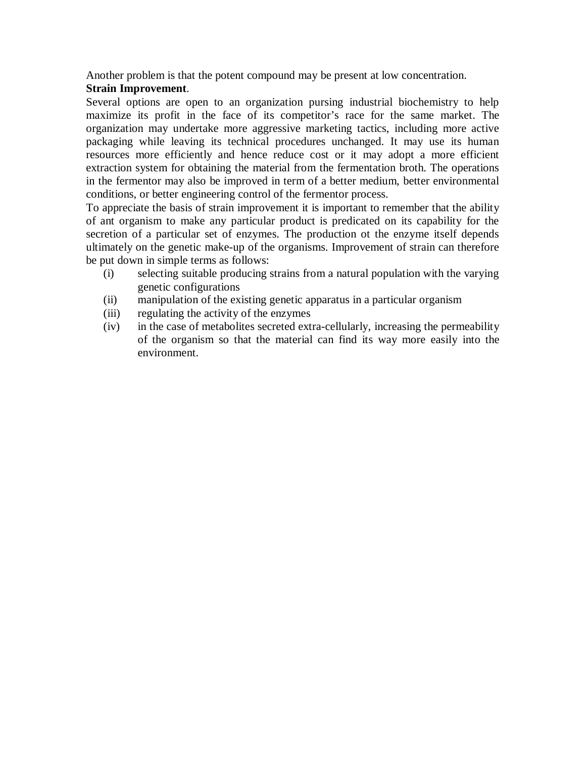Another problem is that the potent compound may be present at low concentration.

**Strain Improvement**.

Several options are open to an organization pursing industrial biochemistry to help maximize its profit in the face of its competitor's race for the same market. The organization may undertake more aggressive marketing tactics, including more active packaging while leaving its technical procedures unchanged. It may use its human resources more efficiently and hence reduce cost or it may adopt a more efficient extraction system for obtaining the material from the fermentation broth. The operations in the fermentor may also be improved in term of a better medium, better environmental conditions, or better engineering control of the fermentor process.

To appreciate the basis of strain improvement it is important to remember that the ability of ant organism to make any particular product is predicated on its capability for the secretion of a particular set of enzymes. The production ot the enzyme itself depends ultimately on the genetic make-up of the organisms. Improvement of strain can therefore be put down in simple terms as follows:

(i) selecting suitable producing strains from a natural population with the varying genetic configurations

(ii) manipulation of the existing genetic apparatus in a particular organism

(iii) regulating the activity of the enzymes

(iv) in the case of metabolites secreted extra-cellularly, increasing the permeability of the organism so that the material can find its way more easily into the environment.